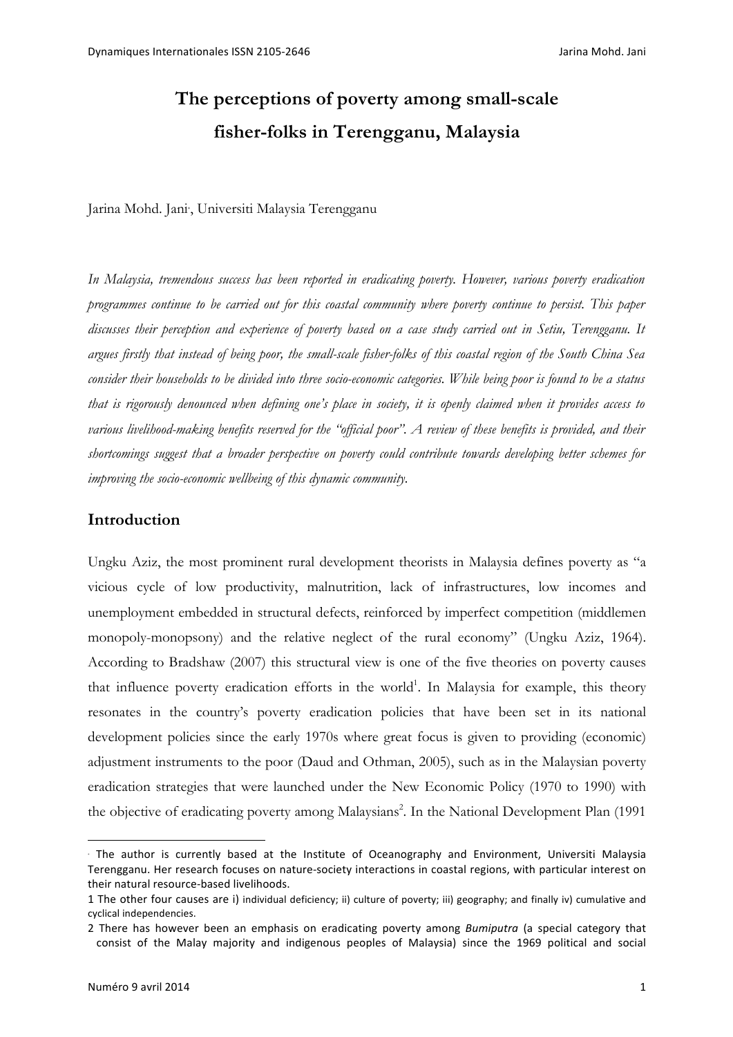# The perceptions of poverty among small-scale fisher-folks in Terengganu, Malaysia

Jarina Mohd. Jani[*], Universiti Malaysia Terengganu

*In Malaysia, tremendous success has been reported in eradicating poverty. However, various poverty eradication programmes continue to be carried out for this coastal community where poverty continue to persist. This paper discusses their perception and experience of poverty based on a case study carried out in Setiu, Terengganu. It argues firstly that instead of being poor, the small-scale fisher-folks of this coastal region of the South China Sea consider their households to be divided into three socio-economic categories. While being poor is found to be a status that is rigorously denounced when defining one's place in society, it is openly claimed when it provides access to various livelihood-making benefits reserved for the "official poor". A review of these benefits is provided, and their shortcomings suggest that a broader perspective on poverty could contribute towards developing better schemes for improving the socio-economic wellbeing of this dynamic community.*

## Introduction

Ungku Aziz, the most prominent rural development theorists in Malaysia defines poverty as "a vicious cycle of low productivity, malnutrition, lack of infrastructures, low incomes and unemployment embedded in structural defects, reinforced by imperfect competition (middlemen monopoly-monopsony) and the relative neglect of the rural economy" (Ungku Aziz, 1964). According to Bradshaw (2007) this structural view is one of the five theories on poverty causes that influence poverty eradication efforts in the world[1]. In Malaysia for example, this theory resonates in the country's poverty eradication policies that have been set in its national development policies since the early 1970s where great focus is given to providing (economic) adjustment instruments to the poor (Daud and Othman, 2005), such as in the Malaysian poverty eradication strategies that were launched under the New Economic Policy (1970 to 1990) with the objective of eradicating poverty among Malaysians[2]. In the National Development Plan (1991

---

[*] The author is currently based at the Institute of Oceanography and Environment, Universiti Malaysia Terengganu. Her research focuses on nature-society interactions in coastal regions, with particular interest on their natural resource-based livelihoods.

[1] The other four causes are i) individual deficiency; ii) culture of poverty; iii) geography; and finally iv) cumulative and cyclical independencies.

[2] There has however been an emphasis on eradicating poverty among *Bumiputra* (a special category that consist of the Malay majority and indigenous peoples of Malaysia) since the 1969 political and social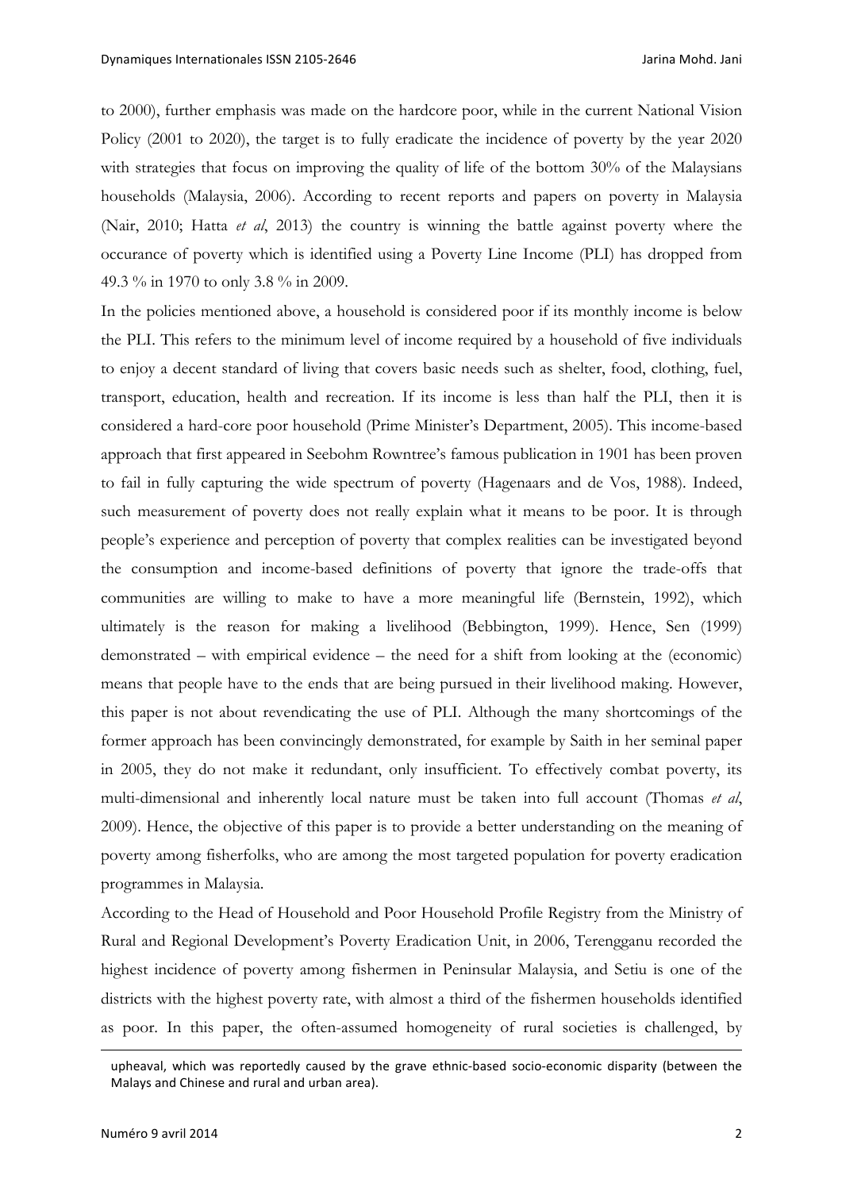to 2000), further emphasis was made on the hardcore poor, while in the current National Vision Policy (2001 to 2020), the target is to fully eradicate the incidence of poverty by the year 2020 with strategies that focus on improving the quality of life of the bottom 30% of the Malaysians households (Malaysia, 2006). According to recent reports and papers on poverty in Malaysia (Nair, 2010; Hatta *et al*, 2013) the country is winning the battle against poverty where the occurance of poverty which is identified using a Poverty Line Income (PLI) has dropped from 49.3 % in 1970 to only 3.8 % in 2009.

In the policies mentioned above, a household is considered poor if its monthly income is below the PLI. This refers to the minimum level of income required by a household of five individuals to enjoy a decent standard of living that covers basic needs such as shelter, food, clothing, fuel, transport, education, health and recreation. If its income is less than half the PLI, then it is considered a hard-core poor household (Prime Minister's Department, 2005). This income-based approach that first appeared in Seebohm Rowntree's famous publication in 1901 has been proven to fail in fully capturing the wide spectrum of poverty (Hagenaars and de Vos, 1988). Indeed, such measurement of poverty does not really explain what it means to be poor. It is through people's experience and perception of poverty that complex realities can be investigated beyond the consumption and income-based definitions of poverty that ignore the trade-offs that communities are willing to make to have a more meaningful life (Bernstein, 1992), which ultimately is the reason for making a livelihood (Bebbington, 1999). Hence, Sen (1999) demonstrated – with empirical evidence – the need for a shift from looking at the (economic) means that people have to the ends that are being pursued in their livelihood making. However, this paper is not about revendicating the use of PLI. Although the many shortcomings of the former approach has been convincingly demonstrated, for example by Saith in her seminal paper in 2005, they do not make it redundant, only insufficient. To effectively combat poverty, its multi-dimensional and inherently local nature must be taken into full account (Thomas *et al*, 2009). Hence, the objective of this paper is to provide a better understanding on the meaning of poverty among fisherfolks, who are among the most targeted population for poverty eradication programmes in Malaysia.

According to the Head of Household and Poor Household Profile Registry from the Ministry of Rural and Regional Development's Poverty Eradication Unit, in 2006, Terengganu recorded the highest incidence of poverty among fishermen in Peninsular Malaysia, and Setiu is one of the districts with the highest poverty rate, with almost a third of the fishermen households identified as poor. In this paper, the often-assumed homogeneity of rural societies is challenged, by

upheaval, which was reportedly caused by the grave ethnic-based socio-economic disparity (between the Malays and Chinese and rural and urban area).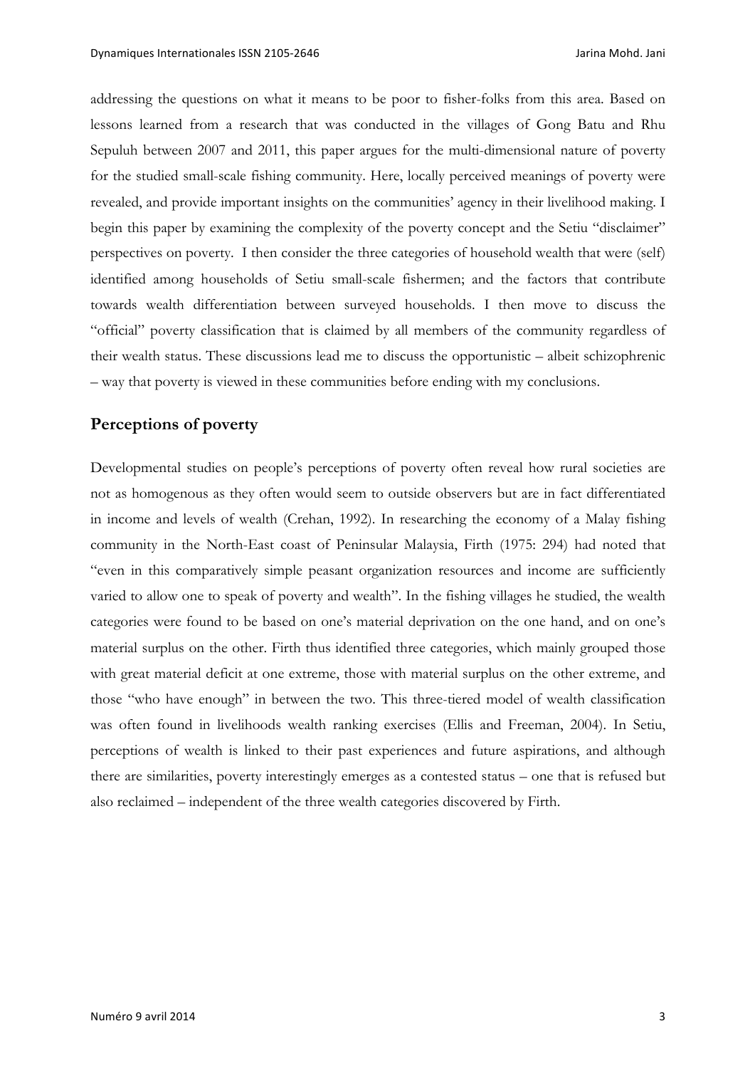addressing the questions on what it means to be poor to fisher-folks from this area. Based on lessons learned from a research that was conducted in the villages of Gong Batu and Rhu Sepuluh between 2007 and 2011, this paper argues for the multi-dimensional nature of poverty for the studied small-scale fishing community. Here, locally perceived meanings of poverty were revealed, and provide important insights on the communities' agency in their livelihood making. I begin this paper by examining the complexity of the poverty concept and the Setiu "disclaimer" perspectives on poverty. I then consider the three categories of household wealth that were (self) identified among households of Setiu small-scale fishermen; and the factors that contribute towards wealth differentiation between surveyed households. I then move to discuss the "official" poverty classification that is claimed by all members of the community regardless of their wealth status. These discussions lead me to discuss the opportunistic – albeit schizophrenic – way that poverty is viewed in these communities before ending with my conclusions.

## Perceptions of poverty

Developmental studies on people's perceptions of poverty often reveal how rural societies are not as homogenous as they often would seem to outside observers but are in fact differentiated in income and levels of wealth (Crehan, 1992). In researching the economy of a Malay fishing community in the North-East coast of Peninsular Malaysia, Firth (1975: 294) had noted that "even in this comparatively simple peasant organization resources and income are sufficiently varied to allow one to speak of poverty and wealth". In the fishing villages he studied, the wealth categories were found to be based on one's material deprivation on the one hand, and on one's material surplus on the other. Firth thus identified three categories, which mainly grouped those with great material deficit at one extreme, those with material surplus on the other extreme, and those "who have enough" in between the two. This three-tiered model of wealth classification was often found in livelihoods wealth ranking exercises (Ellis and Freeman, 2004). In Setiu, perceptions of wealth is linked to their past experiences and future aspirations, and although there are similarities, poverty interestingly emerges as a contested status – one that is refused but also reclaimed – independent of the three wealth categories discovered by Firth.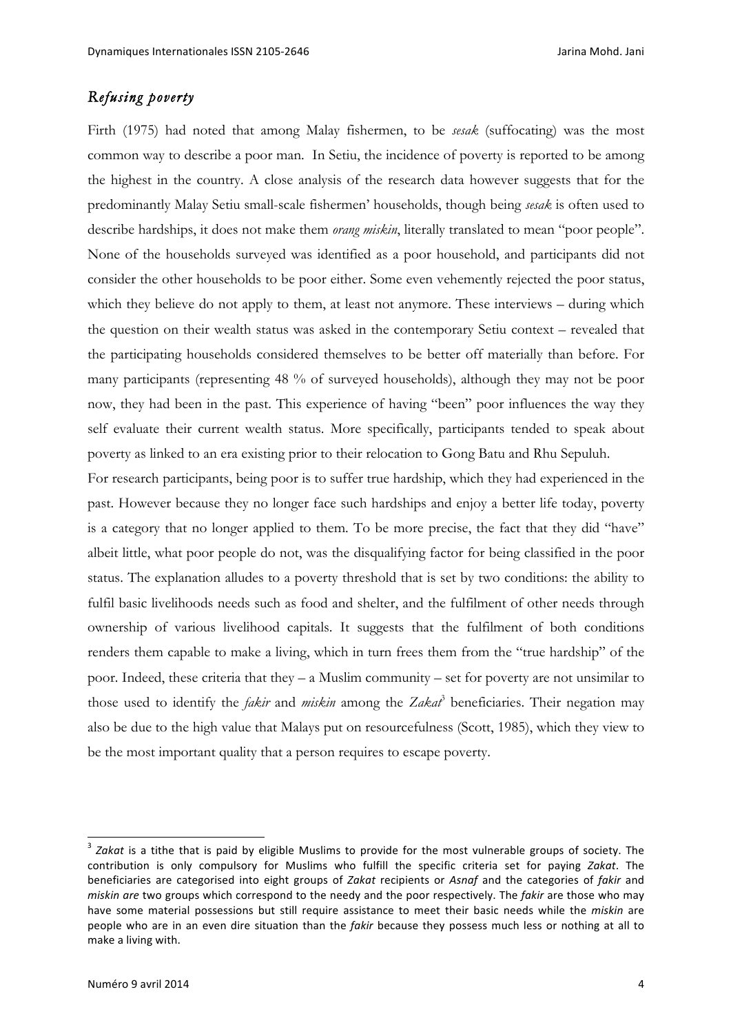## *Refusing poverty*

Firth (1975) had noted that among Malay fishermen, to be *sesak* (suffocating) was the most common way to describe a poor man. In Setiu, the incidence of poverty is reported to be among the highest in the country. A close analysis of the research data however suggests that for the predominantly Malay Setiu small-scale fishermen' households, though being *sesak* is often used to describe hardships, it does not make them *orang miskin*, literally translated to mean "poor people". None of the households surveyed was identified as a poor household, and participants did not consider the other households to be poor either. Some even vehemently rejected the poor status, which they believe do not apply to them, at least not anymore. These interviews – during which the question on their wealth status was asked in the contemporary Setiu context – revealed that the participating households considered themselves to be better off materially than before. For many participants (representing 48 % of surveyed households), although they may not be poor now, they had been in the past. This experience of having "been" poor influences the way they self evaluate their current wealth status. More specifically, participants tended to speak about poverty as linked to an era existing prior to their relocation to Gong Batu and Rhu Sepuluh.

For research participants, being poor is to suffer true hardship, which they had experienced in the past. However because they no longer face such hardships and enjoy a better life today, poverty is a category that no longer applied to them. To be more precise, the fact that they did "have" albeit little, what poor people do not, was the disqualifying factor for being classified in the poor status. The explanation alludes to a poverty threshold that is set by two conditions: the ability to fulfil basic livelihoods needs such as food and shelter, and the fulfilment of other needs through ownership of various livelihood capitals. It suggests that the fulfilment of both conditions renders them capable to make a living, which in turn frees them from the "true hardship" of the poor. Indeed, these criteria that they – a Muslim community – set for poverty are not unsimilar to those used to identify the *fakir* and *miskin* among the *Zakat*[3] beneficiaries. Their negation may also be due to the high value that Malays put on resourcefulness (Scott, 1985), which they view to be the most important quality that a person requires to escape poverty.

---

[3] *Zakat* is a tithe that is paid by eligible Muslims to provide for the most vulnerable groups of society. The contribution is only compulsory for Muslims who fulfill the specific criteria set for paying *Zakat*. The beneficiaries are categorised into eight groups of *Zakat* recipients or *Asnaf* and the categories of *fakir* and *miskin are* two groups which correspond to the needy and the poor respectively. The *fakir* are those who may have some material possessions but still require assistance to meet their basic needs while the *miskin* are people who are in an even dire situation than the *fakir* because they possess much less or nothing at all to make a living with.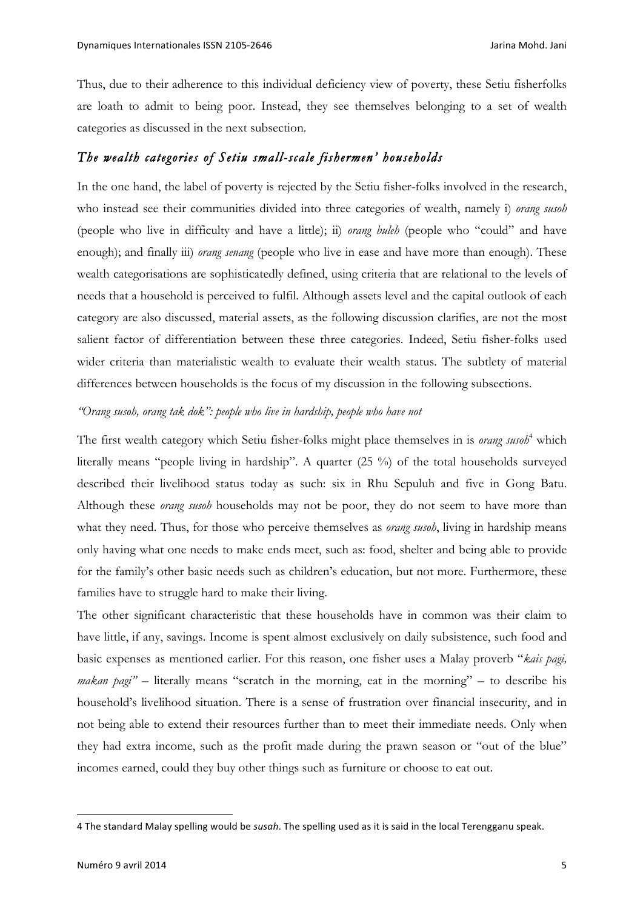Thus, due to their adherence to this individual deficiency view of poverty, these Setiu fisherfolks are loath to admit to being poor. Instead, they see themselves belonging to a set of wealth categories as discussed in the next subsection.

## *The wealth categories of Setiu small-scale fishermen' households*

In the one hand, the label of poverty is rejected by the Setiu fisher-folks involved in the research, who instead see their communities divided into three categories of wealth, namely i) *orang susoh* (people who live in difficulty and have a little); ii) *orang buleh* (people who "could" and have enough); and finally iii) *orang senang* (people who live in ease and have more than enough). These wealth categorisations are sophisticatedly defined, using criteria that are relational to the levels of needs that a household is perceived to fulfil. Although assets level and the capital outlook of each category are also discussed, material assets, as the following discussion clarifies, are not the most salient factor of differentiation between these three categories. Indeed, Setiu fisher-folks used wider criteria than materialistic wealth to evaluate their wealth status. The subtlety of material differences between households is the focus of my discussion in the following subsections.

### *"Orang susoh, orang tak dok": people who live in hardship, people who have not*

The first wealth category which Setiu fisher-folks might place themselves in is *orang susoh*[4] which literally means "people living in hardship". A quarter (25 %) of the total households surveyed described their livelihood status today as such: six in Rhu Sepuluh and five in Gong Batu. Although these *orang susoh* households may not be poor, they do not seem to have more than what they need. Thus, for those who perceive themselves as *orang susoh*, living in hardship means only having what one needs to make ends meet, such as: food, shelter and being able to provide for the family's other basic needs such as children's education, but not more. Furthermore, these families have to struggle hard to make their living.

The other significant characteristic that these households have in common was their claim to have little, if any, savings. Income is spent almost exclusively on daily subsistence, such food and basic expenses as mentioned earlier. For this reason, one fisher uses a Malay proverb "*kais pagi, makan pagi"* – literally means "scratch in the morning, eat in the morning" – to describe his household's livelihood situation. There is a sense of frustration over financial insecurity, and in not being able to extend their resources further than to meet their immediate needs. Only when they had extra income, such as the profit made during the prawn season or "out of the blue" incomes earned, could they buy other things such as furniture or choose to eat out.

---

4 The standard Malay spelling would be *susah*. The spelling used as it is said in the local Terengganu speak.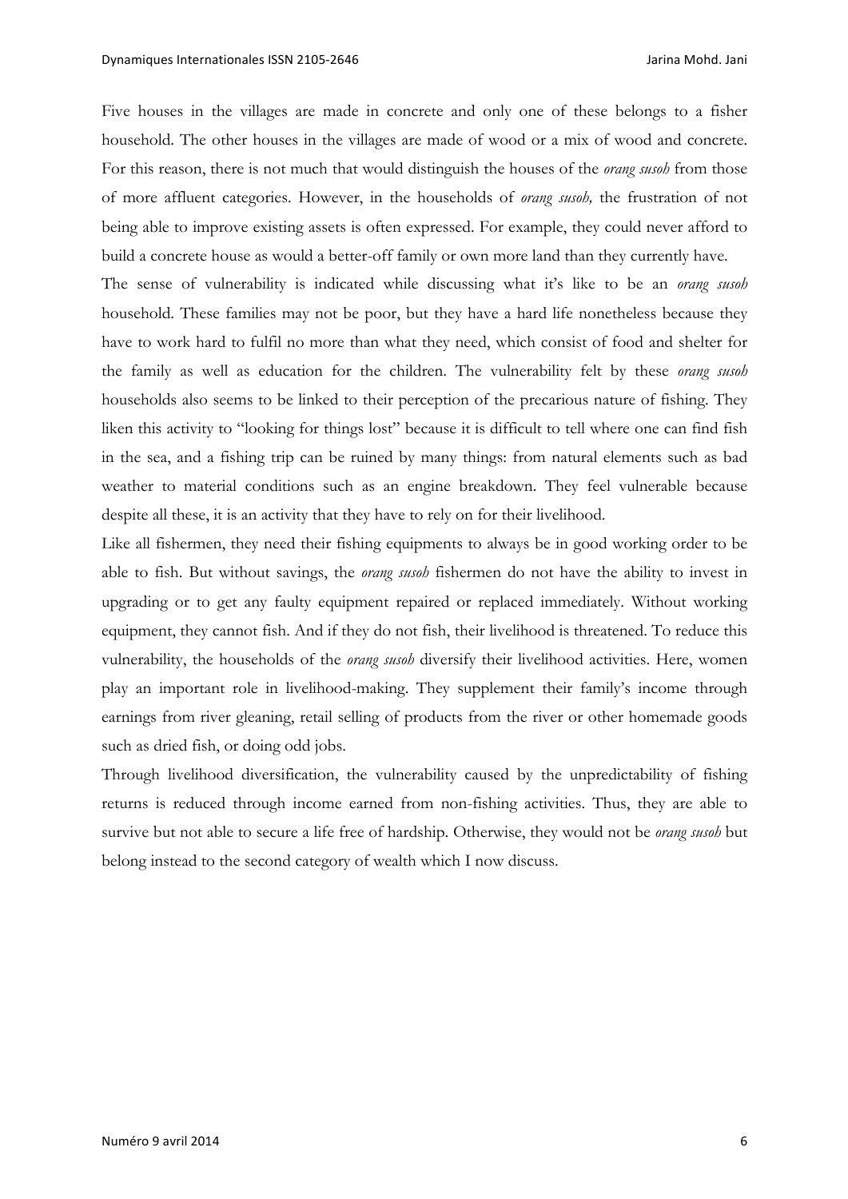Five houses in the villages are made in concrete and only one of these belongs to a fisher household. The other houses in the villages are made of wood or a mix of wood and concrete. For this reason, there is not much that would distinguish the houses of the *orang susoh* from those of more affluent categories. However, in the households of *orang susoh,* the frustration of not being able to improve existing assets is often expressed. For example, they could never afford to build a concrete house as would a better-off family or own more land than they currently have.

The sense of vulnerability is indicated while discussing what it's like to be an *orang susoh* household. These families may not be poor, but they have a hard life nonetheless because they have to work hard to fulfil no more than what they need, which consist of food and shelter for the family as well as education for the children. The vulnerability felt by these *orang susoh* households also seems to be linked to their perception of the precarious nature of fishing. They liken this activity to "looking for things lost" because it is difficult to tell where one can find fish in the sea, and a fishing trip can be ruined by many things: from natural elements such as bad weather to material conditions such as an engine breakdown. They feel vulnerable because despite all these, it is an activity that they have to rely on for their livelihood.

Like all fishermen, they need their fishing equipments to always be in good working order to be able to fish. But without savings, the *orang susoh* fishermen do not have the ability to invest in upgrading or to get any faulty equipment repaired or replaced immediately. Without working equipment, they cannot fish. And if they do not fish, their livelihood is threatened. To reduce this vulnerability, the households of the *orang susoh* diversify their livelihood activities. Here, women play an important role in livelihood-making. They supplement their family's income through earnings from river gleaning, retail selling of products from the river or other homemade goods such as dried fish, or doing odd jobs.

Through livelihood diversification, the vulnerability caused by the unpredictability of fishing returns is reduced through income earned from non-fishing activities. Thus, they are able to survive but not able to secure a life free of hardship. Otherwise, they would not be *orang susoh* but belong instead to the second category of wealth which I now discuss.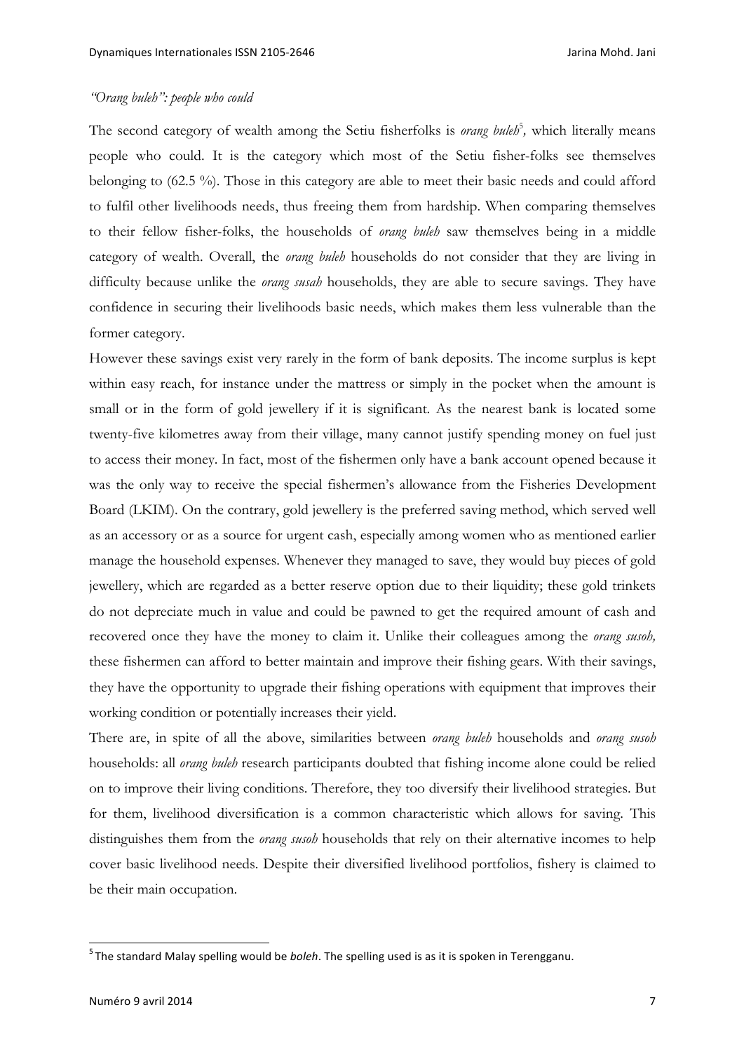*"Orang buleh": people who could*

The second category of wealth among the Setiu fisherfolks is *orang buleh*[5], which literally means people who could. It is the category which most of the Setiu fisher-folks see themselves belonging to (62.5 %). Those in this category are able to meet their basic needs and could afford to fulfil other livelihoods needs, thus freeing them from hardship. When comparing themselves to their fellow fisher-folks, the households of *orang buleh* saw themselves being in a middle category of wealth. Overall, the *orang buleh* households do not consider that they are living in difficulty because unlike the *orang susah* households, they are able to secure savings. They have confidence in securing their livelihoods basic needs, which makes them less vulnerable than the former category.

However these savings exist very rarely in the form of bank deposits. The income surplus is kept within easy reach, for instance under the mattress or simply in the pocket when the amount is small or in the form of gold jewellery if it is significant. As the nearest bank is located some twenty-five kilometres away from their village, many cannot justify spending money on fuel just to access their money. In fact, most of the fishermen only have a bank account opened because it was the only way to receive the special fishermen's allowance from the Fisheries Development Board (LKIM). On the contrary, gold jewellery is the preferred saving method, which served well as an accessory or as a source for urgent cash, especially among women who as mentioned earlier manage the household expenses. Whenever they managed to save, they would buy pieces of gold jewellery, which are regarded as a better reserve option due to their liquidity; these gold trinkets do not depreciate much in value and could be pawned to get the required amount of cash and recovered once they have the money to claim it. Unlike their colleagues among the *orang susoh,* these fishermen can afford to better maintain and improve their fishing gears. With their savings, they have the opportunity to upgrade their fishing operations with equipment that improves their working condition or potentially increases their yield.

There are, in spite of all the above, similarities between *orang buleh* households and *orang susoh* households: all *orang buleh* research participants doubted that fishing income alone could be relied on to improve their living conditions. Therefore, they too diversify their livelihood strategies. But for them, livelihood diversification is a common characteristic which allows for saving. This distinguishes them from the *orang susoh* households that rely on their alternative incomes to help cover basic livelihood needs. Despite their diversified livelihood portfolios, fishery is claimed to be their main occupation.

---

[5] The standard Malay spelling would be *boleh*. The spelling used is as it is spoken in Terengganu.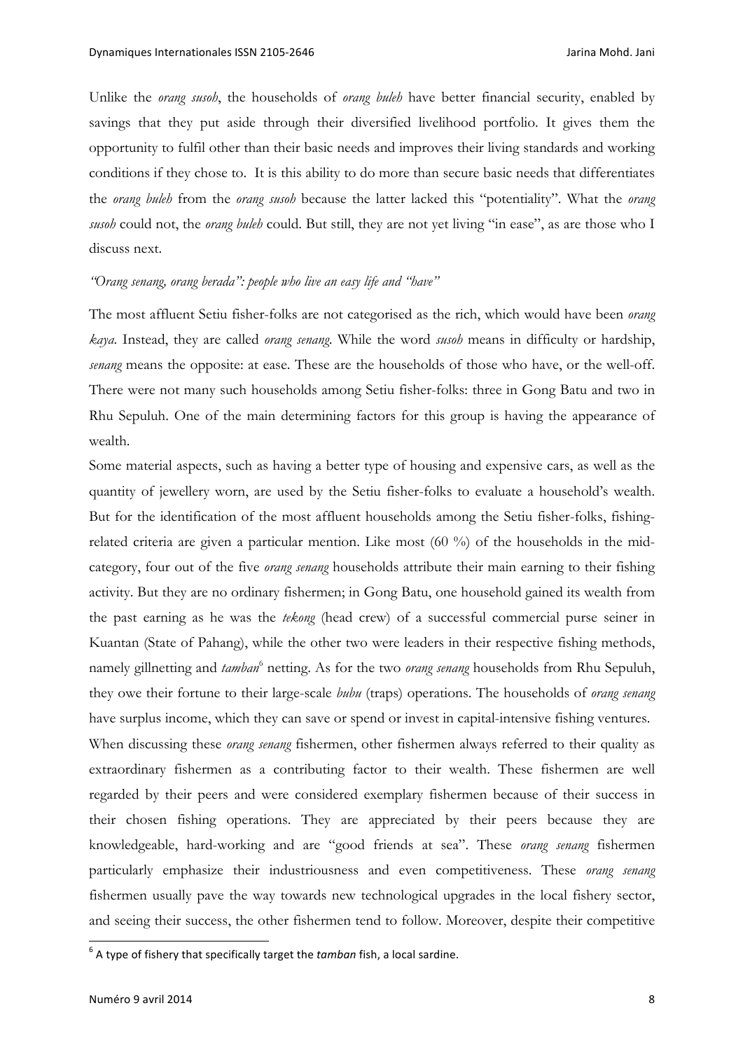Unlike the *orang susoh*, the households of *orang buleh* have better financial security, enabled by savings that they put aside through their diversified livelihood portfolio. It gives them the opportunity to fulfil other than their basic needs and improves their living standards and working conditions if they chose to. It is this ability to do more than secure basic needs that differentiates the *orang buleh* from the *orang susoh* because the latter lacked this "potentiality". What the *orang susoh* could not, the *orang buleh* could. But still, they are not yet living "in ease", as are those who I discuss next.

*"Orang senang, orang berada": people who live an easy life and "have"*

The most affluent Setiu fisher-folks are not categorised as the rich, which would have been *orang kaya*. Instead, they are called *orang senang*. While the word *susoh* means in difficulty or hardship, *senang* means the opposite: at ease. These are the households of those who have, or the well-off. There were not many such households among Setiu fisher-folks: three in Gong Batu and two in Rhu Sepuluh. One of the main determining factors for this group is having the appearance of wealth.

Some material aspects, such as having a better type of housing and expensive cars, as well as the quantity of jewellery worn, are used by the Setiu fisher-folks to evaluate a household's wealth. But for the identification of the most affluent households among the Setiu fisher-folks, fishing-related criteria are given a particular mention. Like most (60 %) of the households in the mid-category, four out of the five *orang senang* households attribute their main earning to their fishing activity. But they are no ordinary fishermen; in Gong Batu, one household gained its wealth from the past earning as he was the *tekong* (head crew) of a successful commercial purse seiner in Kuantan (State of Pahang), while the other two were leaders in their respective fishing methods, namely gillnetting and *tamban*[6] netting. As for the two *orang senang* households from Rhu Sepuluh, they owe their fortune to their large-scale *bubu* (traps) operations. The households of *orang senang* have surplus income, which they can save or spend or invest in capital-intensive fishing ventures.

When discussing these *orang senang* fishermen, other fishermen always referred to their quality as extraordinary fishermen as a contributing factor to their wealth. These fishermen are well regarded by their peers and were considered exemplary fishermen because of their success in their chosen fishing operations. They are appreciated by their peers because they are knowledgeable, hard-working and are "good friends at sea". These *orang senang* fishermen particularly emphasize their industriousness and even competitiveness. These *orang senang* fishermen usually pave the way towards new technological upgrades in the local fishery sector, and seeing their success, the other fishermen tend to follow. Moreover, despite their competitive

[6] A type of fishery that specifically target the *tamban* fish, a local sardine.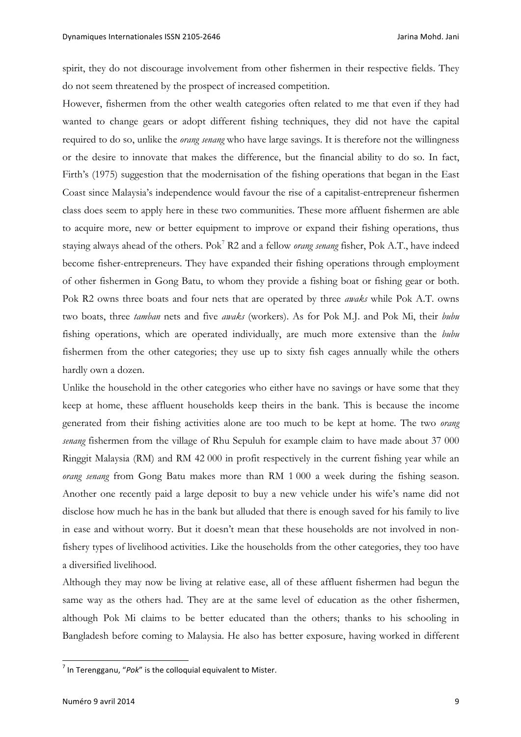spirit, they do not discourage involvement from other fishermen in their respective fields. They do not seem threatened by the prospect of increased competition.

However, fishermen from the other wealth categories often related to me that even if they had wanted to change gears or adopt different fishing techniques, they did not have the capital required to do so, unlike the *orang senang* who have large savings. It is therefore not the willingness or the desire to innovate that makes the difference, but the financial ability to do so. In fact, Firth's (1975) suggestion that the modernisation of the fishing operations that began in the East Coast since Malaysia's independence would favour the rise of a capitalist-entrepreneur fishermen class does seem to apply here in these two communities. These more affluent fishermen are able to acquire more, new or better equipment to improve or expand their fishing operations, thus staying always ahead of the others. Pok[7] R2 and a fellow *orang senang* fisher, Pok A.T., have indeed become fisher-entrepreneurs. They have expanded their fishing operations through employment of other fishermen in Gong Batu, to whom they provide a fishing boat or fishing gear or both. Pok R2 owns three boats and four nets that are operated by three *awaks* while Pok A.T. owns two boats, three *tamban* nets and five *awaks* (workers). As for Pok M.J. and Pok Mi, their *bubu* fishing operations, which are operated individually, are much more extensive than the *bubu* fishermen from the other categories; they use up to sixty fish cages annually while the others hardly own a dozen.

Unlike the household in the other categories who either have no savings or have some that they keep at home, these affluent households keep theirs in the bank. This is because the income generated from their fishing activities alone are too much to be kept at home. The two *orang senang* fishermen from the village of Rhu Sepuluh for example claim to have made about 37 000 Ringgit Malaysia (RM) and RM 42 000 in profit respectively in the current fishing year while an *orang senang* from Gong Batu makes more than RM 1 000 a week during the fishing season. Another one recently paid a large deposit to buy a new vehicle under his wife's name did not disclose how much he has in the bank but alluded that there is enough saved for his family to live in ease and without worry. But it doesn't mean that these households are not involved in non-fishery types of livelihood activities. Like the households from the other categories, they too have a diversified livelihood.

Although they may now be living at relative ease, all of these affluent fishermen had begun the same way as the others had. They are at the same level of education as the other fishermen, although Pok Mi claims to be better educated than the others; thanks to his schooling in Bangladesh before coming to Malaysia. He also has better exposure, having worked in different

[7] In Terengganu, "*Pok*" is the colloquial equivalent to Mister.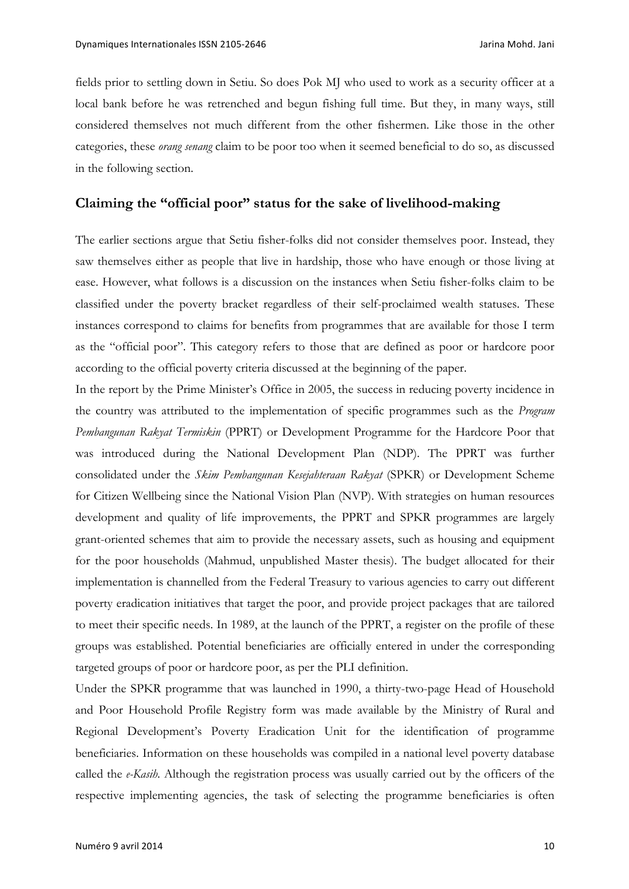fields prior to settling down in Setiu. So does Pok MJ who used to work as a security officer at a local bank before he was retrenched and begun fishing full time. But they, in many ways, still considered themselves not much different from the other fishermen. Like those in the other categories, these *orang senang* claim to be poor too when it seemed beneficial to do so, as discussed in the following section.

## Claiming the "official poor" status for the sake of livelihood-making

The earlier sections argue that Setiu fisher-folks did not consider themselves poor. Instead, they saw themselves either as people that live in hardship, those who have enough or those living at ease. However, what follows is a discussion on the instances when Setiu fisher-folks claim to be classified under the poverty bracket regardless of their self-proclaimed wealth statuses. These instances correspond to claims for benefits from programmes that are available for those I term as the "official poor". This category refers to those that are defined as poor or hardcore poor according to the official poverty criteria discussed at the beginning of the paper.

In the report by the Prime Minister's Office in 2005, the success in reducing poverty incidence in the country was attributed to the implementation of specific programmes such as the *Program Pembangunan Rakyat Termiskin* (PPRT) or Development Programme for the Hardcore Poor that was introduced during the National Development Plan (NDP). The PPRT was further consolidated under the *Skim Pembangunan Kesejahteraan Rakyat* (SPKR) or Development Scheme for Citizen Wellbeing since the National Vision Plan (NVP). With strategies on human resources development and quality of life improvements, the PPRT and SPKR programmes are largely grant-oriented schemes that aim to provide the necessary assets, such as housing and equipment for the poor households (Mahmud, unpublished Master thesis). The budget allocated for their implementation is channelled from the Federal Treasury to various agencies to carry out different poverty eradication initiatives that target the poor, and provide project packages that are tailored to meet their specific needs. In 1989, at the launch of the PPRT, a register on the profile of these groups was established. Potential beneficiaries are officially entered in under the corresponding targeted groups of poor or hardcore poor, as per the PLI definition.

Under the SPKR programme that was launched in 1990, a thirty-two-page Head of Household and Poor Household Profile Registry form was made available by the Ministry of Rural and Regional Development's Poverty Eradication Unit for the identification of programme beneficiaries. Information on these households was compiled in a national level poverty database called the *e-Kasih*. Although the registration process was usually carried out by the officers of the respective implementing agencies, the task of selecting the programme beneficiaries is often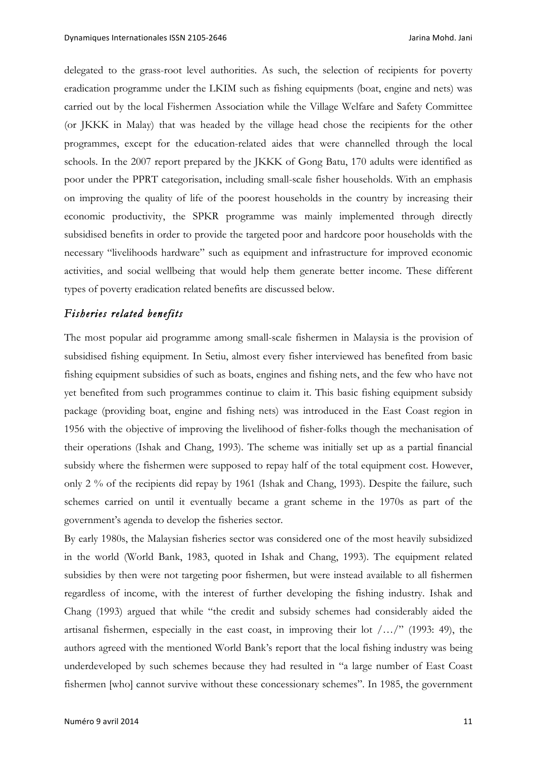delegated to the grass-root level authorities. As such, the selection of recipients for poverty eradication programme under the LKIM such as fishing equipments (boat, engine and nets) was carried out by the local Fishermen Association while the Village Welfare and Safety Committee (or JKKK in Malay) that was headed by the village head chose the recipients for the other programmes, except for the education-related aides that were channelled through the local schools. In the 2007 report prepared by the JKKK of Gong Batu, 170 adults were identified as poor under the PPRT categorisation, including small-scale fisher households. With an emphasis on improving the quality of life of the poorest households in the country by increasing their economic productivity, the SPKR programme was mainly implemented through directly subsidised benefits in order to provide the targeted poor and hardcore poor households with the necessary "livelihoods hardware" such as equipment and infrastructure for improved economic activities, and social wellbeing that would help them generate better income. These different types of poverty eradication related benefits are discussed below.

### *Fisheries related benefits*

The most popular aid programme among small-scale fishermen in Malaysia is the provision of subsidised fishing equipment. In Setiu, almost every fisher interviewed has benefited from basic fishing equipment subsidies of such as boats, engines and fishing nets, and the few who have not yet benefited from such programmes continue to claim it. This basic fishing equipment subsidy package (providing boat, engine and fishing nets) was introduced in the East Coast region in 1956 with the objective of improving the livelihood of fisher-folks though the mechanisation of their operations (Ishak and Chang, 1993). The scheme was initially set up as a partial financial subsidy where the fishermen were supposed to repay half of the total equipment cost. However, only 2 % of the recipients did repay by 1961 (Ishak and Chang, 1993). Despite the failure, such schemes carried on until it eventually became a grant scheme in the 1970s as part of the government's agenda to develop the fisheries sector.

By early 1980s, the Malaysian fisheries sector was considered one of the most heavily subsidized in the world (World Bank, 1983, quoted in Ishak and Chang, 1993). The equipment related subsidies by then were not targeting poor fishermen, but were instead available to all fishermen regardless of income, with the interest of further developing the fishing industry. Ishak and Chang (1993) argued that while "the credit and subsidy schemes had considerably aided the artisanal fishermen, especially in the east coast, in improving their lot /…/" (1993: 49), the authors agreed with the mentioned World Bank's report that the local fishing industry was being underdeveloped by such schemes because they had resulted in "a large number of East Coast fishermen [who] cannot survive without these concessionary schemes". In 1985, the government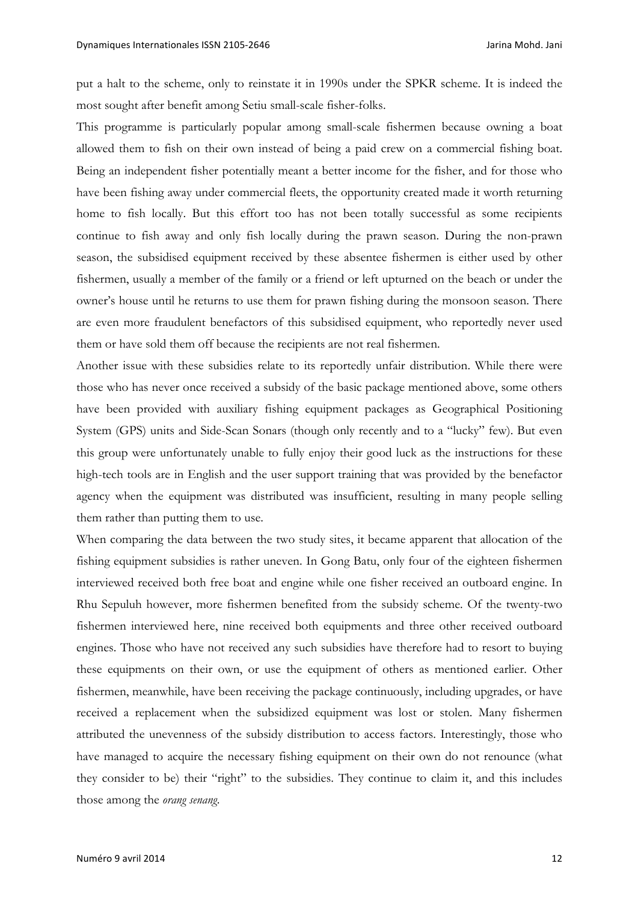put a halt to the scheme, only to reinstate it in 1990s under the SPKR scheme. It is indeed the most sought after benefit among Setiu small-scale fisher-folks.

This programme is particularly popular among small-scale fishermen because owning a boat allowed them to fish on their own instead of being a paid crew on a commercial fishing boat. Being an independent fisher potentially meant a better income for the fisher, and for those who have been fishing away under commercial fleets, the opportunity created made it worth returning home to fish locally. But this effort too has not been totally successful as some recipients continue to fish away and only fish locally during the prawn season. During the non-prawn season, the subsidised equipment received by these absentee fishermen is either used by other fishermen, usually a member of the family or a friend or left upturned on the beach or under the owner's house until he returns to use them for prawn fishing during the monsoon season. There are even more fraudulent benefactors of this subsidised equipment, who reportedly never used them or have sold them off because the recipients are not real fishermen.

Another issue with these subsidies relate to its reportedly unfair distribution. While there were those who has never once received a subsidy of the basic package mentioned above, some others have been provided with auxiliary fishing equipment packages as Geographical Positioning System (GPS) units and Side-Scan Sonars (though only recently and to a "lucky" few). But even this group were unfortunately unable to fully enjoy their good luck as the instructions for these high-tech tools are in English and the user support training that was provided by the benefactor agency when the equipment was distributed was insufficient, resulting in many people selling them rather than putting them to use.

When comparing the data between the two study sites, it became apparent that allocation of the fishing equipment subsidies is rather uneven. In Gong Batu, only four of the eighteen fishermen interviewed received both free boat and engine while one fisher received an outboard engine. In Rhu Sepuluh however, more fishermen benefited from the subsidy scheme. Of the twenty-two fishermen interviewed here, nine received both equipments and three other received outboard engines. Those who have not received any such subsidies have therefore had to resort to buying these equipments on their own, or use the equipment of others as mentioned earlier. Other fishermen, meanwhile, have been receiving the package continuously, including upgrades, or have received a replacement when the subsidized equipment was lost or stolen. Many fishermen attributed the unevenness of the subsidy distribution to access factors. Interestingly, those who have managed to acquire the necessary fishing equipment on their own do not renounce (what they consider to be) their "right" to the subsidies. They continue to claim it, and this includes those among the *orang senang*.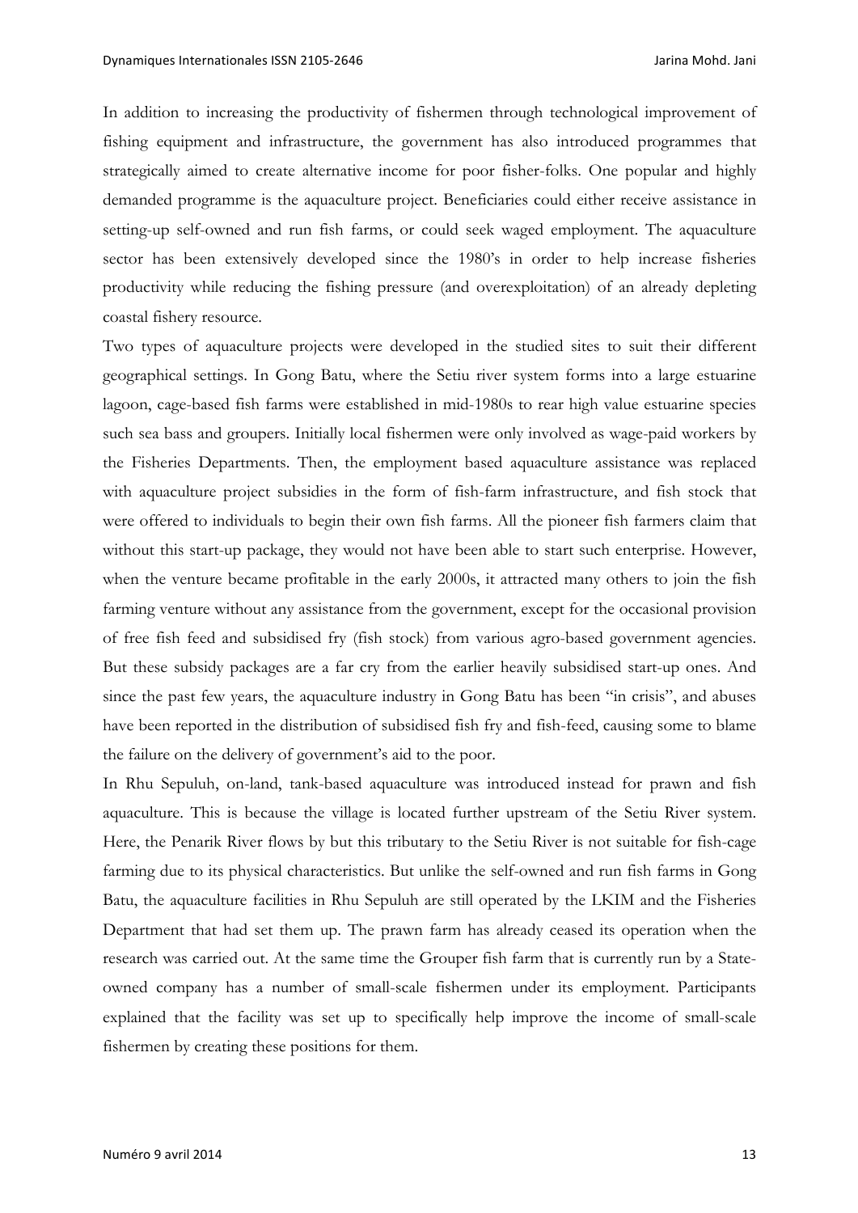In addition to increasing the productivity of fishermen through technological improvement of fishing equipment and infrastructure, the government has also introduced programmes that strategically aimed to create alternative income for poor fisher-folks. One popular and highly demanded programme is the aquaculture project. Beneficiaries could either receive assistance in setting-up self-owned and run fish farms, or could seek waged employment. The aquaculture sector has been extensively developed since the 1980's in order to help increase fisheries productivity while reducing the fishing pressure (and overexploitation) of an already depleting coastal fishery resource.

Two types of aquaculture projects were developed in the studied sites to suit their different geographical settings. In Gong Batu, where the Setiu river system forms into a large estuarine lagoon, cage-based fish farms were established in mid-1980s to rear high value estuarine species such sea bass and groupers. Initially local fishermen were only involved as wage-paid workers by the Fisheries Departments. Then, the employment based aquaculture assistance was replaced with aquaculture project subsidies in the form of fish-farm infrastructure, and fish stock that were offered to individuals to begin their own fish farms. All the pioneer fish farmers claim that without this start-up package, they would not have been able to start such enterprise. However, when the venture became profitable in the early 2000s, it attracted many others to join the fish farming venture without any assistance from the government, except for the occasional provision of free fish feed and subsidised fry (fish stock) from various agro-based government agencies. But these subsidy packages are a far cry from the earlier heavily subsidised start-up ones. And since the past few years, the aquaculture industry in Gong Batu has been "in crisis", and abuses have been reported in the distribution of subsidised fish fry and fish-feed, causing some to blame the failure on the delivery of government's aid to the poor.

In Rhu Sepuluh, on-land, tank-based aquaculture was introduced instead for prawn and fish aquaculture. This is because the village is located further upstream of the Setiu River system. Here, the Penarik River flows by but this tributary to the Setiu River is not suitable for fish-cage farming due to its physical characteristics. But unlike the self-owned and run fish farms in Gong Batu, the aquaculture facilities in Rhu Sepuluh are still operated by the LKIM and the Fisheries Department that had set them up. The prawn farm has already ceased its operation when the research was carried out. At the same time the Grouper fish farm that is currently run by a State-owned company has a number of small-scale fishermen under its employment. Participants explained that the facility was set up to specifically help improve the income of small-scale fishermen by creating these positions for them.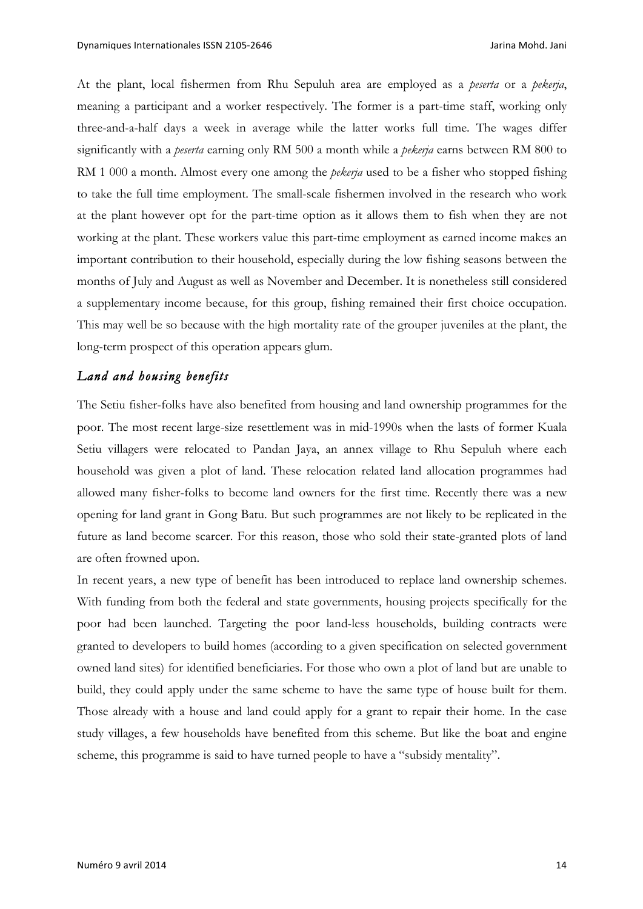At the plant, local fishermen from Rhu Sepuluh area are employed as a *peserta* or a *pekerja*, meaning a participant and a worker respectively. The former is a part-time staff, working only three-and-a-half days a week in average while the latter works full time. The wages differ significantly with a *peserta* earning only RM 500 a month while a *pekerja* earns between RM 800 to RM 1 000 a month. Almost every one among the *pekerja* used to be a fisher who stopped fishing to take the full time employment. The small-scale fishermen involved in the research who work at the plant however opt for the part-time option as it allows them to fish when they are not working at the plant. These workers value this part-time employment as earned income makes an important contribution to their household, especially during the low fishing seasons between the months of July and August as well as November and December. It is nonetheless still considered a supplementary income because, for this group, fishing remained their first choice occupation. This may well be so because with the high mortality rate of the grouper juveniles at the plant, the long-term prospect of this operation appears glum.

### *Land and housing benefits*

The Setiu fisher-folks have also benefited from housing and land ownership programmes for the poor. The most recent large-size resettlement was in mid-1990s when the lasts of former Kuala Setiu villagers were relocated to Pandan Jaya, an annex village to Rhu Sepuluh where each household was given a plot of land. These relocation related land allocation programmes had allowed many fisher-folks to become land owners for the first time. Recently there was a new opening for land grant in Gong Batu. But such programmes are not likely to be replicated in the future as land become scarcer. For this reason, those who sold their state-granted plots of land are often frowned upon.

In recent years, a new type of benefit has been introduced to replace land ownership schemes. With funding from both the federal and state governments, housing projects specifically for the poor had been launched. Targeting the poor land-less households, building contracts were granted to developers to build homes (according to a given specification on selected government owned land sites) for identified beneficiaries. For those who own a plot of land but are unable to build, they could apply under the same scheme to have the same type of house built for them. Those already with a house and land could apply for a grant to repair their home. In the case study villages, a few households have benefited from this scheme. But like the boat and engine scheme, this programme is said to have turned people to have a "subsidy mentality".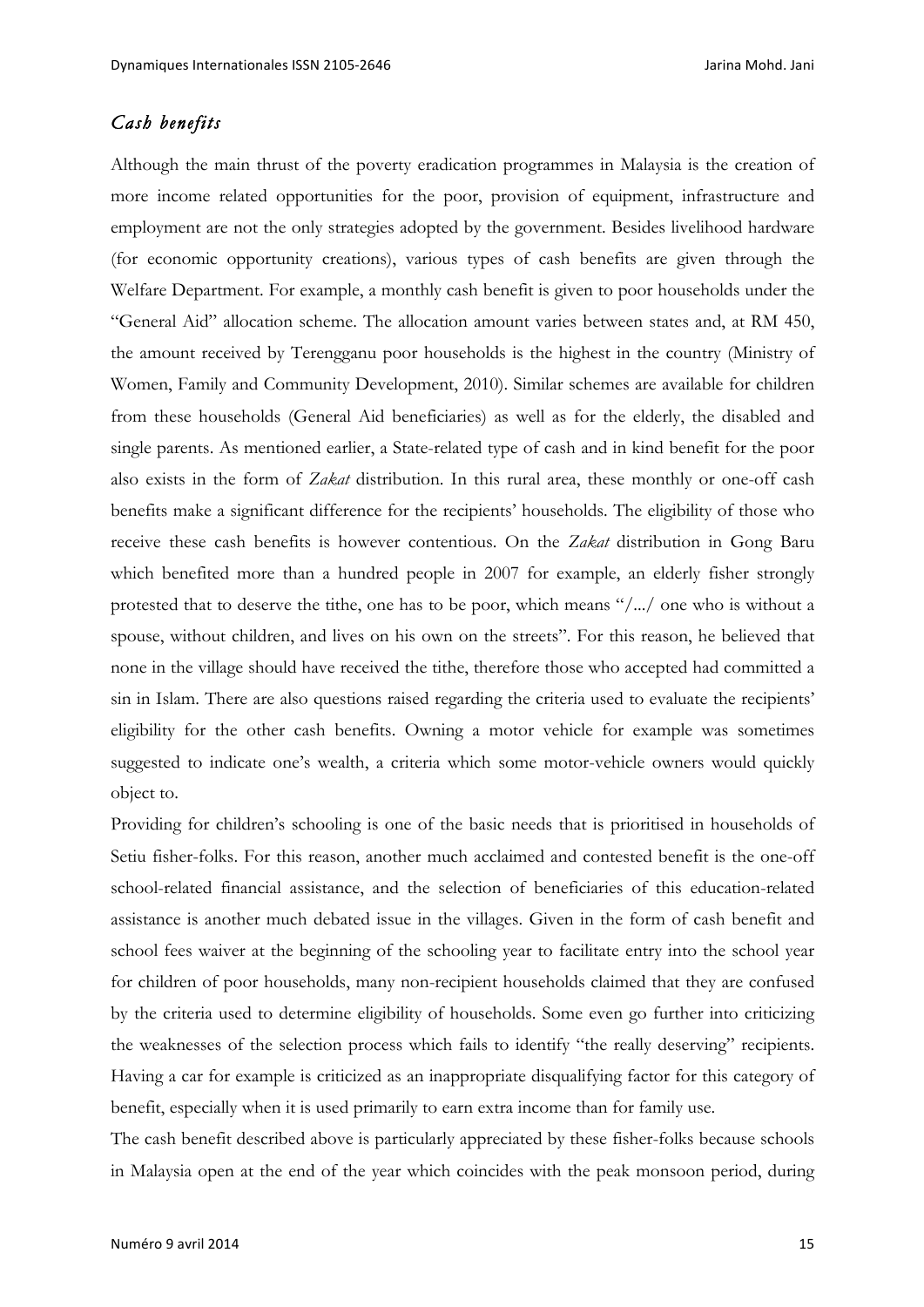### *Cash benefits*

Although the main thrust of the poverty eradication programmes in Malaysia is the creation of more income related opportunities for the poor, provision of equipment, infrastructure and employment are not the only strategies adopted by the government. Besides livelihood hardware (for economic opportunity creations), various types of cash benefits are given through the Welfare Department. For example, a monthly cash benefit is given to poor households under the "General Aid" allocation scheme. The allocation amount varies between states and, at RM 450, the amount received by Terengganu poor households is the highest in the country (Ministry of Women, Family and Community Development, 2010). Similar schemes are available for children from these households (General Aid beneficiaries) as well as for the elderly, the disabled and single parents. As mentioned earlier, a State-related type of cash and in kind benefit for the poor also exists in the form of *Zakat* distribution. In this rural area, these monthly or one-off cash benefits make a significant difference for the recipients' households. The eligibility of those who receive these cash benefits is however contentious. On the *Zakat* distribution in Gong Baru which benefited more than a hundred people in 2007 for example, an elderly fisher strongly protested that to deserve the tithe, one has to be poor, which means "/.../ one who is without a spouse, without children, and lives on his own on the streets". For this reason, he believed that none in the village should have received the tithe, therefore those who accepted had committed a sin in Islam. There are also questions raised regarding the criteria used to evaluate the recipients' eligibility for the other cash benefits. Owning a motor vehicle for example was sometimes suggested to indicate one's wealth, a criteria which some motor-vehicle owners would quickly object to.

Providing for children's schooling is one of the basic needs that is prioritised in households of Setiu fisher-folks. For this reason, another much acclaimed and contested benefit is the one-off school-related financial assistance, and the selection of beneficiaries of this education-related assistance is another much debated issue in the villages. Given in the form of cash benefit and school fees waiver at the beginning of the schooling year to facilitate entry into the school year for children of poor households, many non-recipient households claimed that they are confused by the criteria used to determine eligibility of households. Some even go further into criticizing the weaknesses of the selection process which fails to identify "the really deserving" recipients. Having a car for example is criticized as an inappropriate disqualifying factor for this category of benefit, especially when it is used primarily to earn extra income than for family use.

The cash benefit described above is particularly appreciated by these fisher-folks because schools in Malaysia open at the end of the year which coincides with the peak monsoon period, during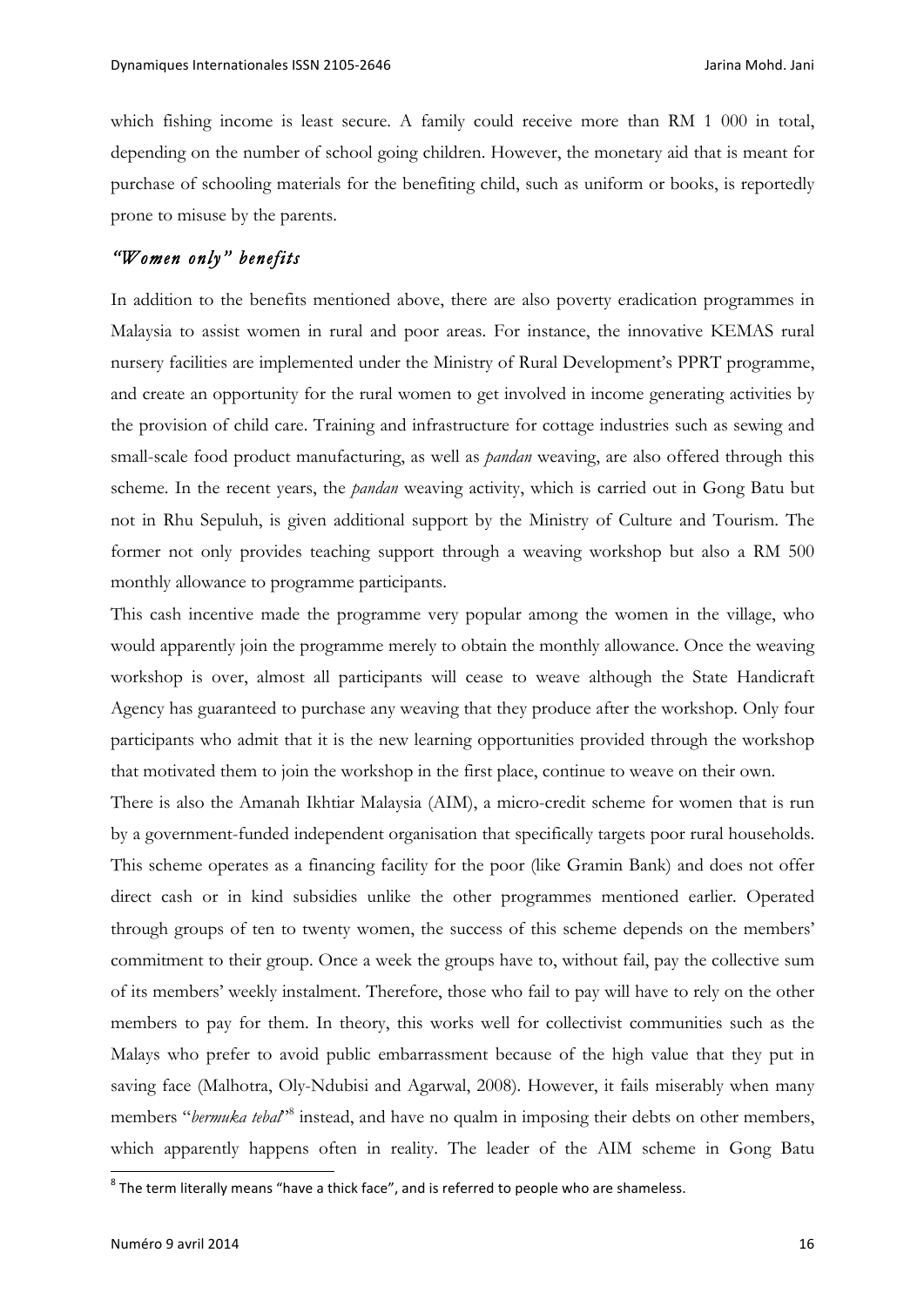which fishing income is least secure. A family could receive more than RM 1 000 in total, depending on the number of school going children. However, the monetary aid that is meant for purchase of schooling materials for the benefiting child, such as uniform or books, is reportedly prone to misuse by the parents.

### *"Women only" benefits*

In addition to the benefits mentioned above, there are also poverty eradication programmes in Malaysia to assist women in rural and poor areas. For instance, the innovative KEMAS rural nursery facilities are implemented under the Ministry of Rural Development's PPRT programme, and create an opportunity for the rural women to get involved in income generating activities by the provision of child care. Training and infrastructure for cottage industries such as sewing and small-scale food product manufacturing, as well as *pandan* weaving, are also offered through this scheme. In the recent years, the *pandan* weaving activity, which is carried out in Gong Batu but not in Rhu Sepuluh, is given additional support by the Ministry of Culture and Tourism. The former not only provides teaching support through a weaving workshop but also a RM 500 monthly allowance to programme participants.

This cash incentive made the programme very popular among the women in the village, who would apparently join the programme merely to obtain the monthly allowance. Once the weaving workshop is over, almost all participants will cease to weave although the State Handicraft Agency has guaranteed to purchase any weaving that they produce after the workshop. Only four participants who admit that it is the new learning opportunities provided through the workshop that motivated them to join the workshop in the first place, continue to weave on their own.

There is also the Amanah Ikhtiar Malaysia (AIM), a micro-credit scheme for women that is run by a government-funded independent organisation that specifically targets poor rural households. This scheme operates as a financing facility for the poor (like Gramin Bank) and does not offer direct cash or in kind subsidies unlike the other programmes mentioned earlier. Operated through groups of ten to twenty women, the success of this scheme depends on the members' commitment to their group. Once a week the groups have to, without fail, pay the collective sum of its members' weekly instalment. Therefore, those who fail to pay will have to rely on the other members to pay for them. In theory, this works well for collectivist communities such as the Malays who prefer to avoid public embarrassment because of the high value that they put in saving face (Malhotra, Oly-Ndubisi and Agarwal, 2008). However, it fails miserably when many members "*bermuka tebal*"[8] instead, and have no qualm in imposing their debts on other members, which apparently happens often in reality. The leader of the AIM scheme in Gong Batu

[8] The term literally means "have a thick face", and is referred to people who are shameless.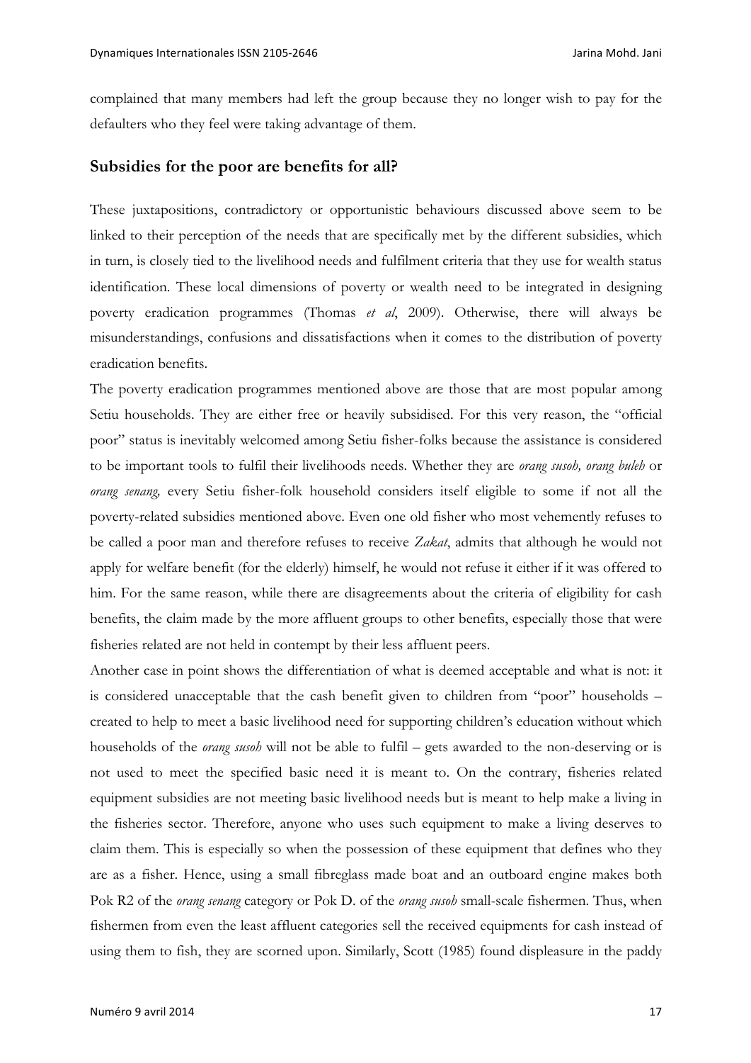complained that many members had left the group because they no longer wish to pay for the defaulters who they feel were taking advantage of them.

## Subsidies for the poor are benefits for all?

These juxtapositions, contradictory or opportunistic behaviours discussed above seem to be linked to their perception of the needs that are specifically met by the different subsidies, which in turn, is closely tied to the livelihood needs and fulfilment criteria that they use for wealth status identification. These local dimensions of poverty or wealth need to be integrated in designing poverty eradication programmes (Thomas *et al*, 2009). Otherwise, there will always be misunderstandings, confusions and dissatisfactions when it comes to the distribution of poverty eradication benefits.

The poverty eradication programmes mentioned above are those that are most popular among Setiu households. They are either free or heavily subsidised. For this very reason, the "official poor" status is inevitably welcomed among Setiu fisher-folks because the assistance is considered to be important tools to fulfil their livelihoods needs. Whether they are *orang susoh, orang buleh* or *orang senang,* every Setiu fisher-folk household considers itself eligible to some if not all the poverty-related subsidies mentioned above. Even one old fisher who most vehemently refuses to be called a poor man and therefore refuses to receive *Zakat*, admits that although he would not apply for welfare benefit (for the elderly) himself, he would not refuse it either if it was offered to him. For the same reason, while there are disagreements about the criteria of eligibility for cash benefits, the claim made by the more affluent groups to other benefits, especially those that were fisheries related are not held in contempt by their less affluent peers.

Another case in point shows the differentiation of what is deemed acceptable and what is not: it is considered unacceptable that the cash benefit given to children from "poor" households – created to help to meet a basic livelihood need for supporting children's education without which households of the *orang susoh* will not be able to fulfil – gets awarded to the non-deserving or is not used to meet the specified basic need it is meant to. On the contrary, fisheries related equipment subsidies are not meeting basic livelihood needs but is meant to help make a living in the fisheries sector. Therefore, anyone who uses such equipment to make a living deserves to claim them. This is especially so when the possession of these equipment that defines who they are as a fisher. Hence, using a small fibreglass made boat and an outboard engine makes both Pok R2 of the *orang senang* category or Pok D. of the *orang susoh* small-scale fishermen. Thus, when fishermen from even the least affluent categories sell the received equipments for cash instead of using them to fish, they are scorned upon. Similarly, Scott (1985) found displeasure in the paddy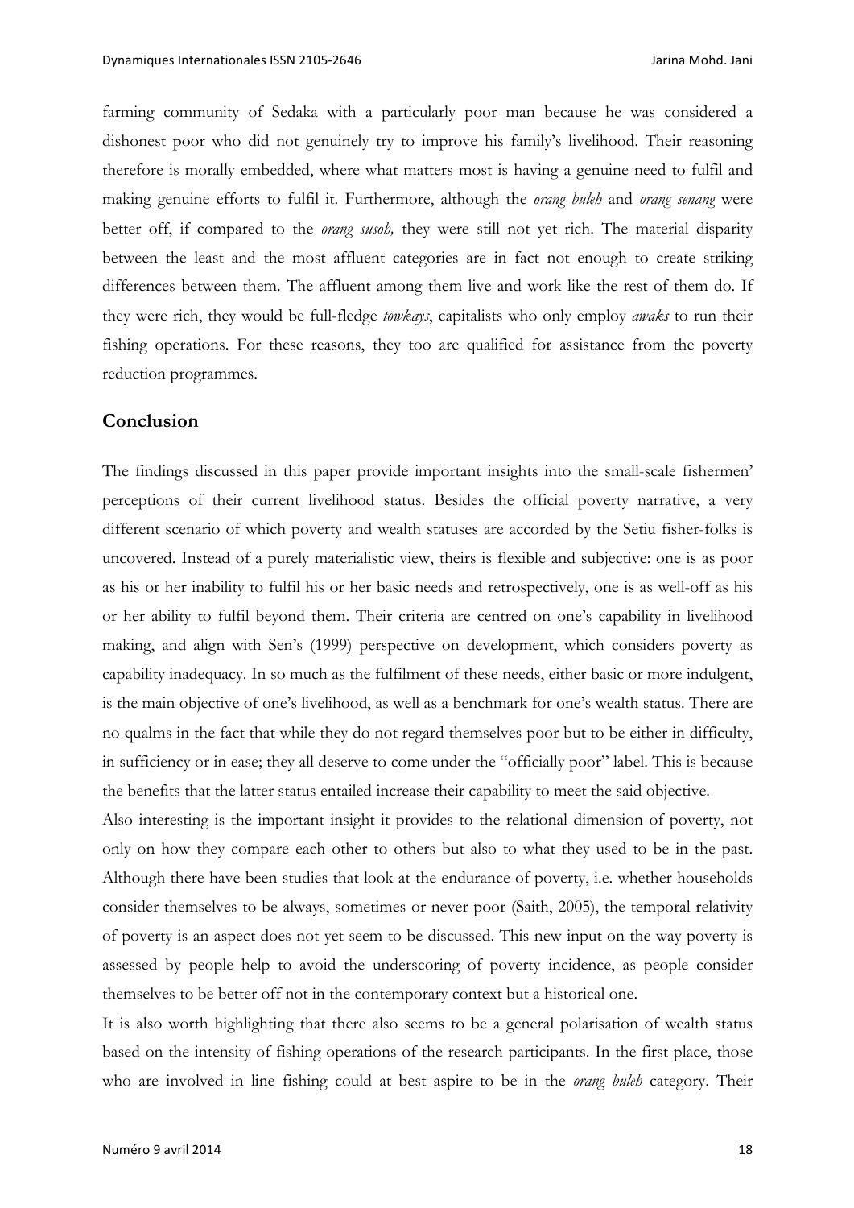farming community of Sedaka with a particularly poor man because he was considered a dishonest poor who did not genuinely try to improve his family's livelihood. Their reasoning therefore is morally embedded, where what matters most is having a genuine need to fulfil and making genuine efforts to fulfil it. Furthermore, although the *orang buleh* and *orang senang* were better off, if compared to the *orang susoh,* they were still not yet rich. The material disparity between the least and the most affluent categories are in fact not enough to create striking differences between them. The affluent among them live and work like the rest of them do. If they were rich, they would be full-fledge *towkays*, capitalists who only employ *awaks* to run their fishing operations. For these reasons, they too are qualified for assistance from the poverty reduction programmes.

## Conclusion

The findings discussed in this paper provide important insights into the small-scale fishermen' perceptions of their current livelihood status. Besides the official poverty narrative, a very different scenario of which poverty and wealth statuses are accorded by the Setiu fisher-folks is uncovered. Instead of a purely materialistic view, theirs is flexible and subjective: one is as poor as his or her inability to fulfil his or her basic needs and retrospectively, one is as well-off as his or her ability to fulfil beyond them. Their criteria are centred on one's capability in livelihood making, and align with Sen's (1999) perspective on development, which considers poverty as capability inadequacy. In so much as the fulfilment of these needs, either basic or more indulgent, is the main objective of one's livelihood, as well as a benchmark for one's wealth status. There are no qualms in the fact that while they do not regard themselves poor but to be either in difficulty, in sufficiency or in ease; they all deserve to come under the "officially poor" label. This is because the benefits that the latter status entailed increase their capability to meet the said objective.

Also interesting is the important insight it provides to the relational dimension of poverty, not only on how they compare each other to others but also to what they used to be in the past. Although there have been studies that look at the endurance of poverty, i.e. whether households consider themselves to be always, sometimes or never poor (Saith, 2005), the temporal relativity of poverty is an aspect does not yet seem to be discussed. This new input on the way poverty is assessed by people help to avoid the underscoring of poverty incidence, as people consider themselves to be better off not in the contemporary context but a historical one.

It is also worth highlighting that there also seems to be a general polarisation of wealth status based on the intensity of fishing operations of the research participants. In the first place, those who are involved in line fishing could at best aspire to be in the *orang buleh* category. Their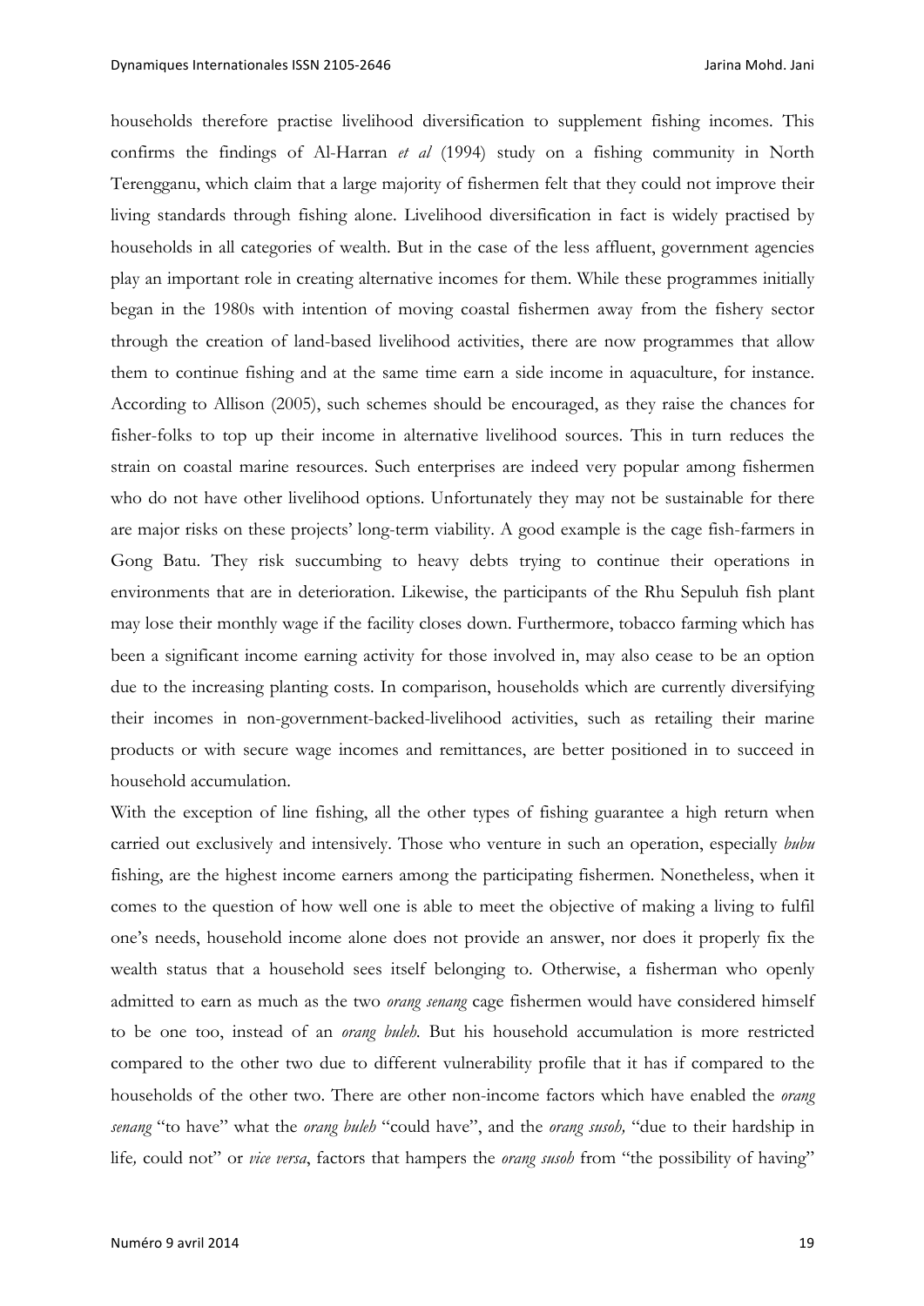households therefore practise livelihood diversification to supplement fishing incomes. This confirms the findings of Al-Harran *et al* (1994) study on a fishing community in North Terengganu, which claim that a large majority of fishermen felt that they could not improve their living standards through fishing alone. Livelihood diversification in fact is widely practised by households in all categories of wealth. But in the case of the less affluent, government agencies play an important role in creating alternative incomes for them. While these programmes initially began in the 1980s with intention of moving coastal fishermen away from the fishery sector through the creation of land-based livelihood activities, there are now programmes that allow them to continue fishing and at the same time earn a side income in aquaculture, for instance. According to Allison (2005), such schemes should be encouraged, as they raise the chances for fisher-folks to top up their income in alternative livelihood sources. This in turn reduces the strain on coastal marine resources. Such enterprises are indeed very popular among fishermen who do not have other livelihood options. Unfortunately they may not be sustainable for there are major risks on these projects' long-term viability. A good example is the cage fish-farmers in Gong Batu. They risk succumbing to heavy debts trying to continue their operations in environments that are in deterioration. Likewise, the participants of the Rhu Sepuluh fish plant may lose their monthly wage if the facility closes down. Furthermore, tobacco farming which has been a significant income earning activity for those involved in, may also cease to be an option due to the increasing planting costs. In comparison, households which are currently diversifying their incomes in non-government-backed-livelihood activities, such as retailing their marine products or with secure wage incomes and remittances, are better positioned in to succeed in household accumulation.

With the exception of line fishing, all the other types of fishing guarantee a high return when carried out exclusively and intensively. Those who venture in such an operation, especially *bubu* fishing, are the highest income earners among the participating fishermen. Nonetheless, when it comes to the question of how well one is able to meet the objective of making a living to fulfil one's needs, household income alone does not provide an answer, nor does it properly fix the wealth status that a household sees itself belonging to. Otherwise, a fisherman who openly admitted to earn as much as the two *orang senang* cage fishermen would have considered himself to be one too, instead of an *orang buleh*. But his household accumulation is more restricted compared to the other two due to different vulnerability profile that it has if compared to the households of the other two. There are other non-income factors which have enabled the *orang senang* "to have" what the *orang buleh* "could have", and the *orang susoh,* "due to their hardship in life*,* could not" or *vice versa*, factors that hampers the *orang susoh* from "the possibility of having"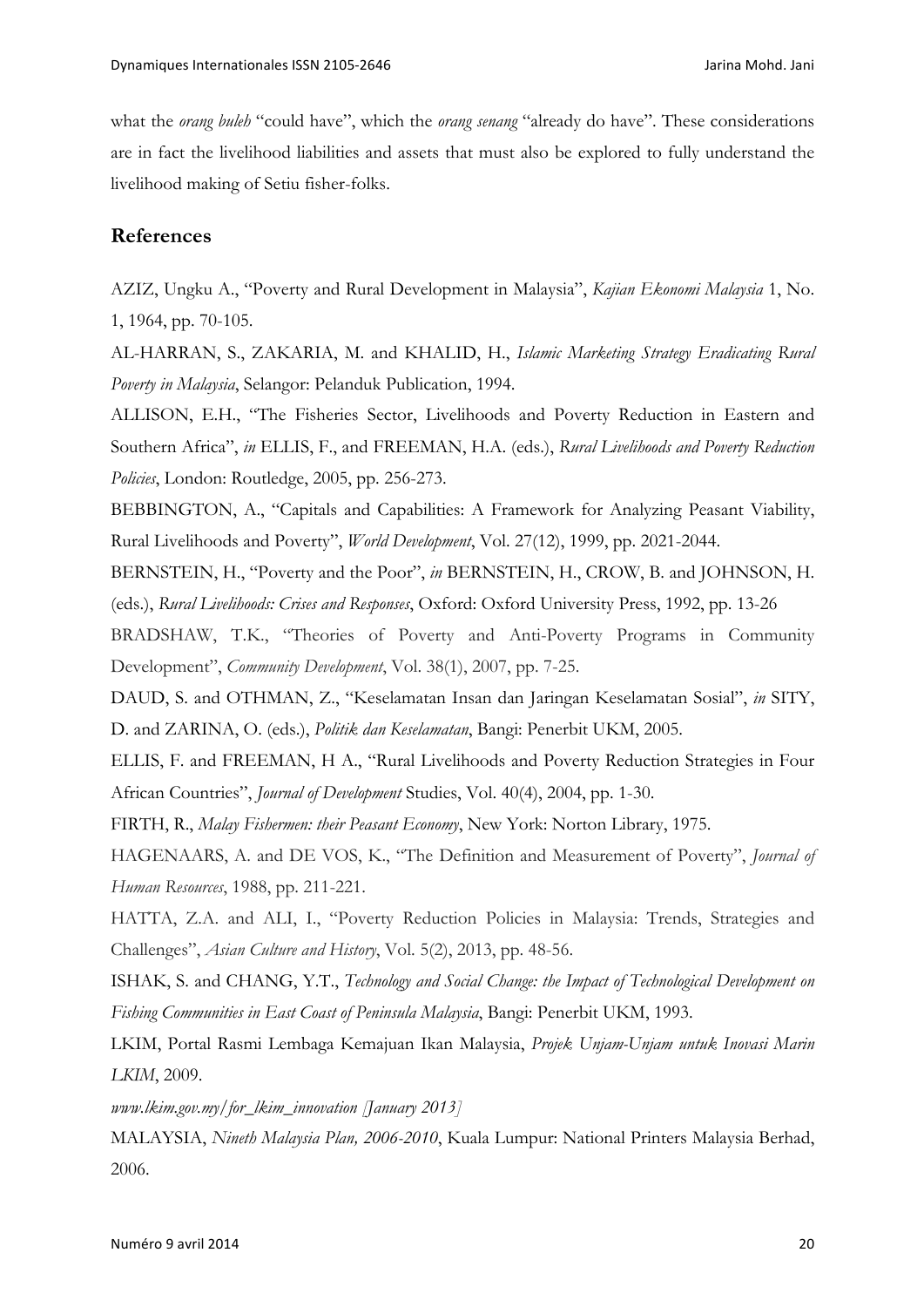what the *orang buleh* "could have", which the *orang senang* "already do have". These considerations are in fact the livelihood liabilities and assets that must also be explored to fully understand the livelihood making of Setiu fisher-folks.

## References

AZIZ, Ungku A., "Poverty and Rural Development in Malaysia", *Kajian Ekonomi Malaysia* 1, No. 1, 1964, pp. 70-105.

AL-HARRAN, S., ZAKARIA, M. and KHALID, H., *Islamic Marketing Strategy Eradicating Rural Poverty in Malaysia*, Selangor: Pelanduk Publication, 1994.

ALLISON, E.H., "The Fisheries Sector, Livelihoods and Poverty Reduction in Eastern and Southern Africa", *in* ELLIS, F., and FREEMAN, H.A. (eds.), *Rural Livelihoods and Poverty Reduction Policies*, London: Routledge, 2005, pp. 256-273.

BEBBINGTON, A., "Capitals and Capabilities: A Framework for Analyzing Peasant Viability, Rural Livelihoods and Poverty", *World Development*, Vol. 27(12), 1999, pp. 2021-2044.

BERNSTEIN, H., "Poverty and the Poor", *in* BERNSTEIN, H., CROW, B. and JOHNSON, H. (eds.), *Rural Livelihoods: Crises and Responses*, Oxford: Oxford University Press, 1992, pp. 13-26

BRADSHAW, T.K., "Theories of Poverty and Anti-Poverty Programs in Community Development", *Community Development*, Vol. 38(1), 2007, pp. 7-25.

DAUD, S. and OTHMAN, Z., "Keselamatan Insan dan Jaringan Keselamatan Sosial", *in* SITY, D. and ZARINA, O. (eds.), *Politik dan Keselamatan*, Bangi: Penerbit UKM, 2005.

ELLIS, F. and FREEMAN, H A., "Rural Livelihoods and Poverty Reduction Strategies in Four African Countries", *Journal of Development* Studies, Vol. 40(4), 2004, pp. 1-30.

FIRTH, R., *Malay Fishermen: their Peasant Economy*, New York: Norton Library, 1975.

HAGENAARS, A. and DE VOS, K., "The Definition and Measurement of Poverty", *Journal of Human Resources*, 1988, pp. 211-221.

HATTA, Z.A. and ALI, I., "Poverty Reduction Policies in Malaysia: Trends, Strategies and Challenges", *Asian Culture and History*, Vol. 5(2), 2013, pp. 48-56.

ISHAK, S. and CHANG, Y.T., *Technology and Social Change: the Impact of Technological Development on Fishing Communities in East Coast of Peninsula Malaysia*, Bangi: Penerbit UKM, 1993.

LKIM, Portal Rasmi Lembaga Kemajuan Ikan Malaysia, *Projek Unjam-Unjam untuk Inovasi Marin LKIM*, 2009.

*www.lkim.gov.my/for_lkim_innovation [January 2013]*

MALAYSIA, *Nineth Malaysia Plan, 2006-2010*, Kuala Lumpur: National Printers Malaysia Berhad, 2006.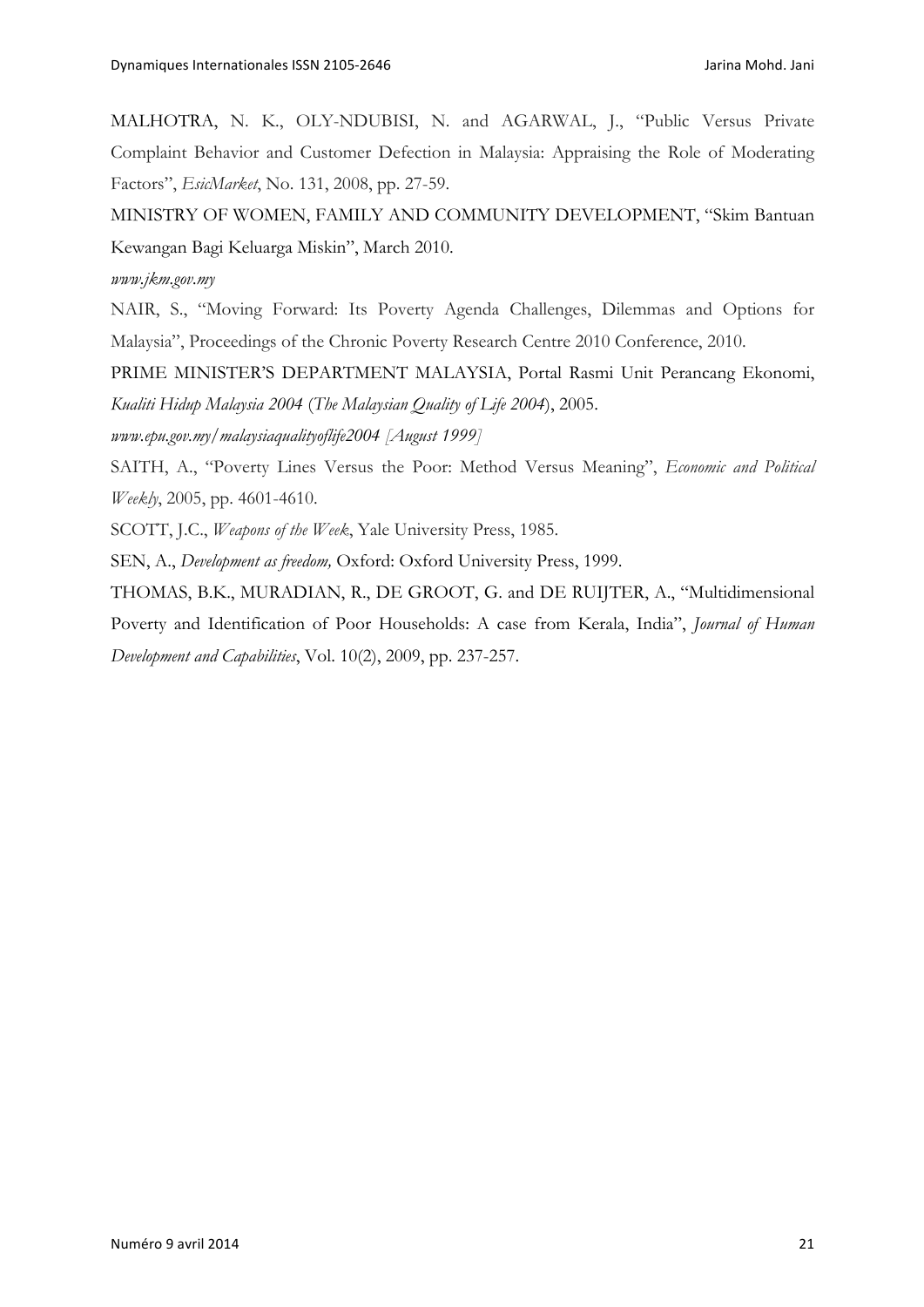MALHOTRA, N. K., OLY-NDUBISI, N. and AGARWAL, J., "Public Versus Private Complaint Behavior and Customer Defection in Malaysia: Appraising the Role of Moderating Factors", *EsicMarket*, No. 131, 2008, pp. 27-59.

MINISTRY OF WOMEN, FAMILY AND COMMUNITY DEVELOPMENT, "Skim Bantuan Kewangan Bagi Keluarga Miskin", March 2010.

*www.jkm.gov.my*

NAIR, S., "Moving Forward: Its Poverty Agenda Challenges, Dilemmas and Options for Malaysia", Proceedings of the Chronic Poverty Research Centre 2010 Conference, 2010.

PRIME MINISTER'S DEPARTMENT MALAYSIA, Portal Rasmi Unit Perancang Ekonomi, *Kualiti Hidup Malaysia 2004* (*The Malaysian Quality of Life 2004*), 2005.

*www.epu.gov.my/malaysiaqualityoflife2004 [August 1999]*

SAITH, A., "Poverty Lines Versus the Poor: Method Versus Meaning", *Economic and Political Weekly*, 2005, pp. 4601-4610.

SCOTT, J.C., *Weapons of the Week*, Yale University Press, 1985.

SEN, A., *Development as freedom,* Oxford: Oxford University Press, 1999.

THOMAS, B.K., MURADIAN, R., DE GROOT, G. and DE RUIJTER, A., "Multidimensional Poverty and Identification of Poor Households: A case from Kerala, India", *Journal of Human Development and Capabilities*, Vol. 10(2), 2009, pp. 237-257.